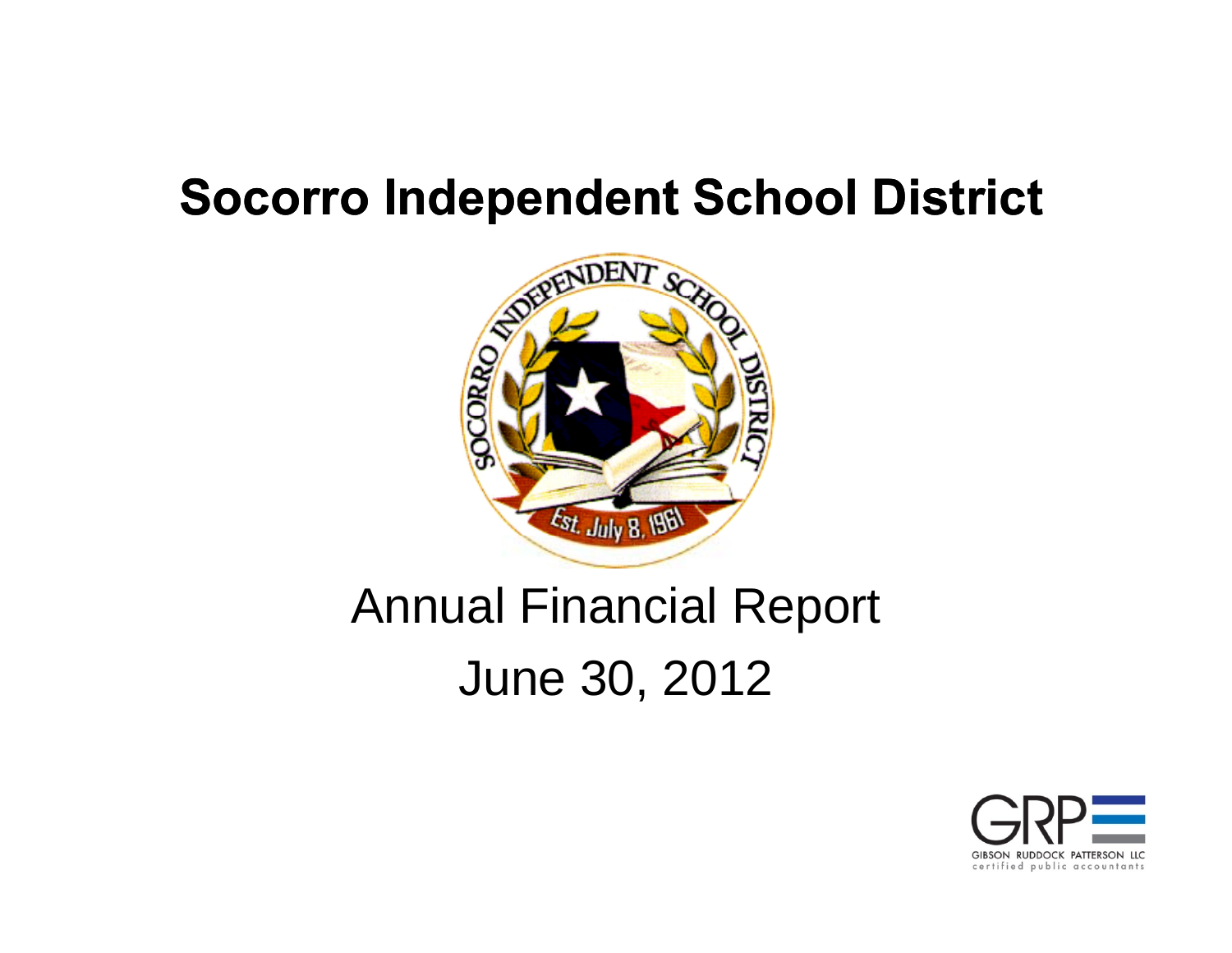# Socorro Independent School District

## Annual Financial Report

## June 30, 2012

GRP
GIBSON RUDDOCK PATTERSON LLC
certified public accountants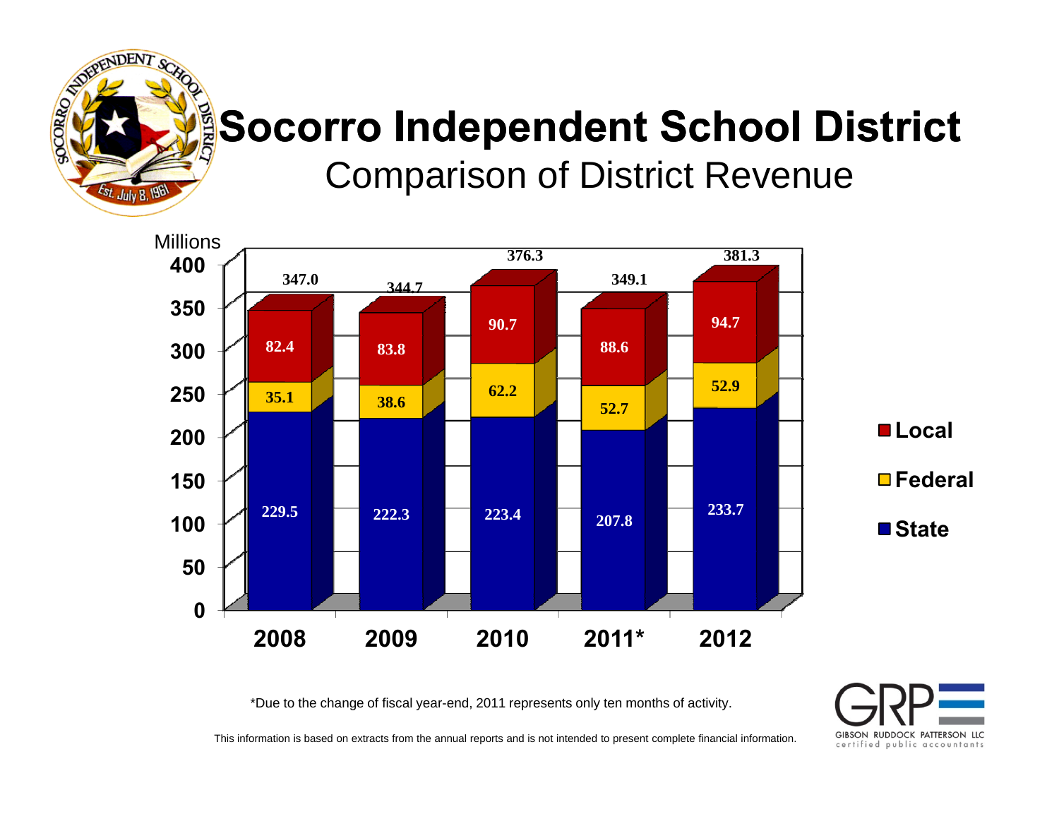# Socorro Independent School District

## Comparison of District Revenue

Millions

| | 2008 | 2009 | 2010 | 2011* | 2012 |
|---|---|---|---|---|---|
| Local | 82.4 | 83.8 | 90.7 | 88.6 | 94.7 |
| Federal | 35.1 | 38.6 | 62.2 | 52.7 | 52.9 |
| State | 229.5 | 222.3 | 223.4 | 207.8 | 233.7 |
| Total | 347.0 | 344.7 | 376.3 | 349.1 | 381.3 |

*Due to the change of fiscal year-end, 2011 represents only ten months of activity.

This information is based on extracts from the annual reports and is not intended to present complete financial information.

GRP — GIBSON RUDDOCK PATTERSON LLC certified public accountants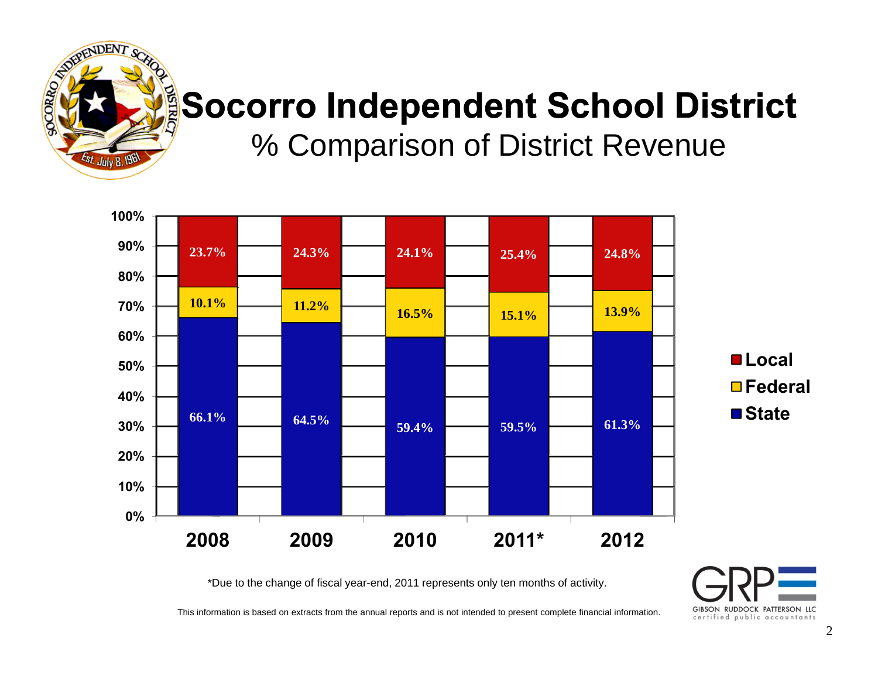# Socorro Independent School District

## % Comparison of District Revenue

| | 2008 | 2009 | 2010 | 2011* | 2012 |
|---|---|---|---|---|---|
| Local | 23.7% | 24.3% | 24.1% | 25.4% | 24.8% |
| Federal | 10.1% | 11.2% | 16.5% | 15.1% | 13.9% |
| State | 66.1% | 64.5% | 59.4% | 59.5% | 61.3% |

*Due to the change of fiscal year-end, 2011 represents only ten months of activity.

This information is based on extracts from the annual reports and is not intended to present complete financial information.

GRP
GIBSON RUDDOCK PATTERSON LLC
certified public accountants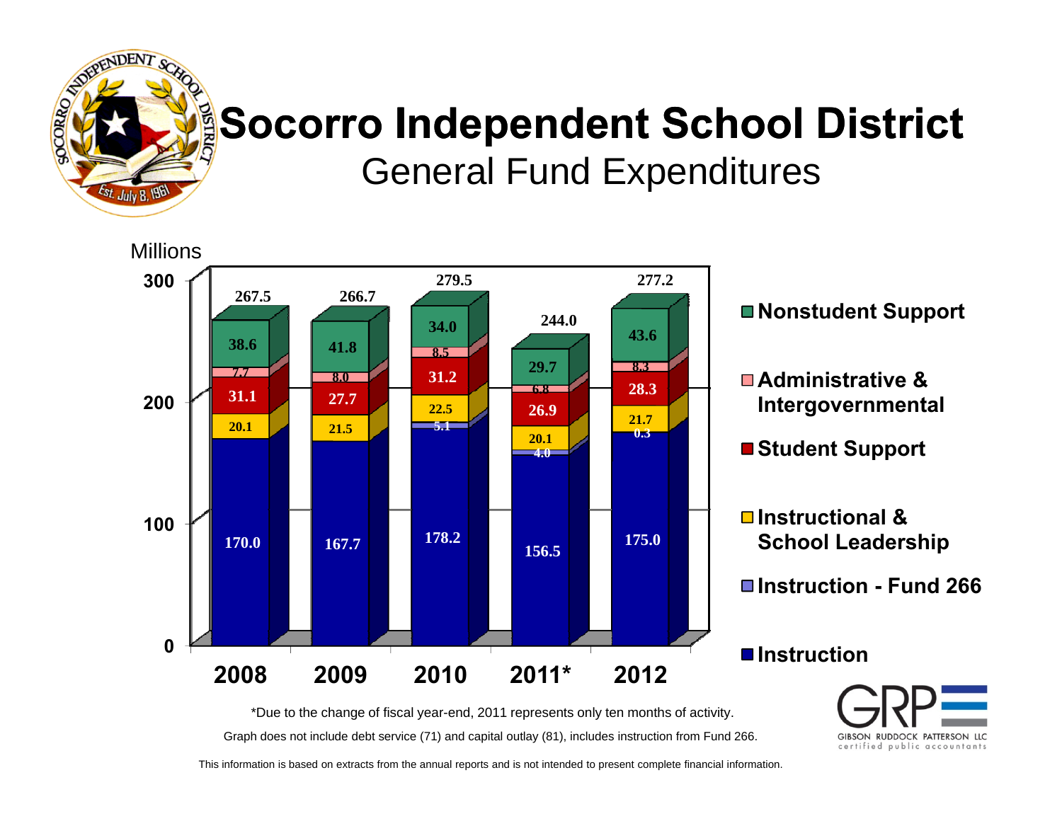# Socorro Independent School District

## General Fund Expenditures

Millions

| Category | 2008 | 2009 | 2010 | 2011* | 2012 |
|---|---|---|---|---|---|
| Nonstudent Support | 38.6 | 41.8 | 34.0 | 29.7 | 43.6 |
| Administrative & Intergovernmental | 7.7 | 8.0 | 8.5 | 6.8 | 8.3 |
| Student Support | 31.1 | 27.7 | 31.2 | 26.9 | 28.3 |
| Instructional & School Leadership | 20.1 | 21.5 | 22.5 | 20.1 | 21.7 |
| Instruction - Fund 266 | | | 5.1 | 4.0 | 0.3 |
| Instruction | 170.0 | 167.7 | 178.2 | 156.5 | 175.0 |
| Total | 267.5 | 266.7 | 279.5 | 244.0 | 277.2 |

*Due to the change of fiscal year-end, 2011 represents only ten months of activity.

Graph does not include debt service (71) and capital outlay (81), includes instruction from Fund 266.

This information is based on extracts from the annual reports and is not intended to present complete financial information.

GRP – GIBSON RUDDOCK PATTERSON LLC certified public accountants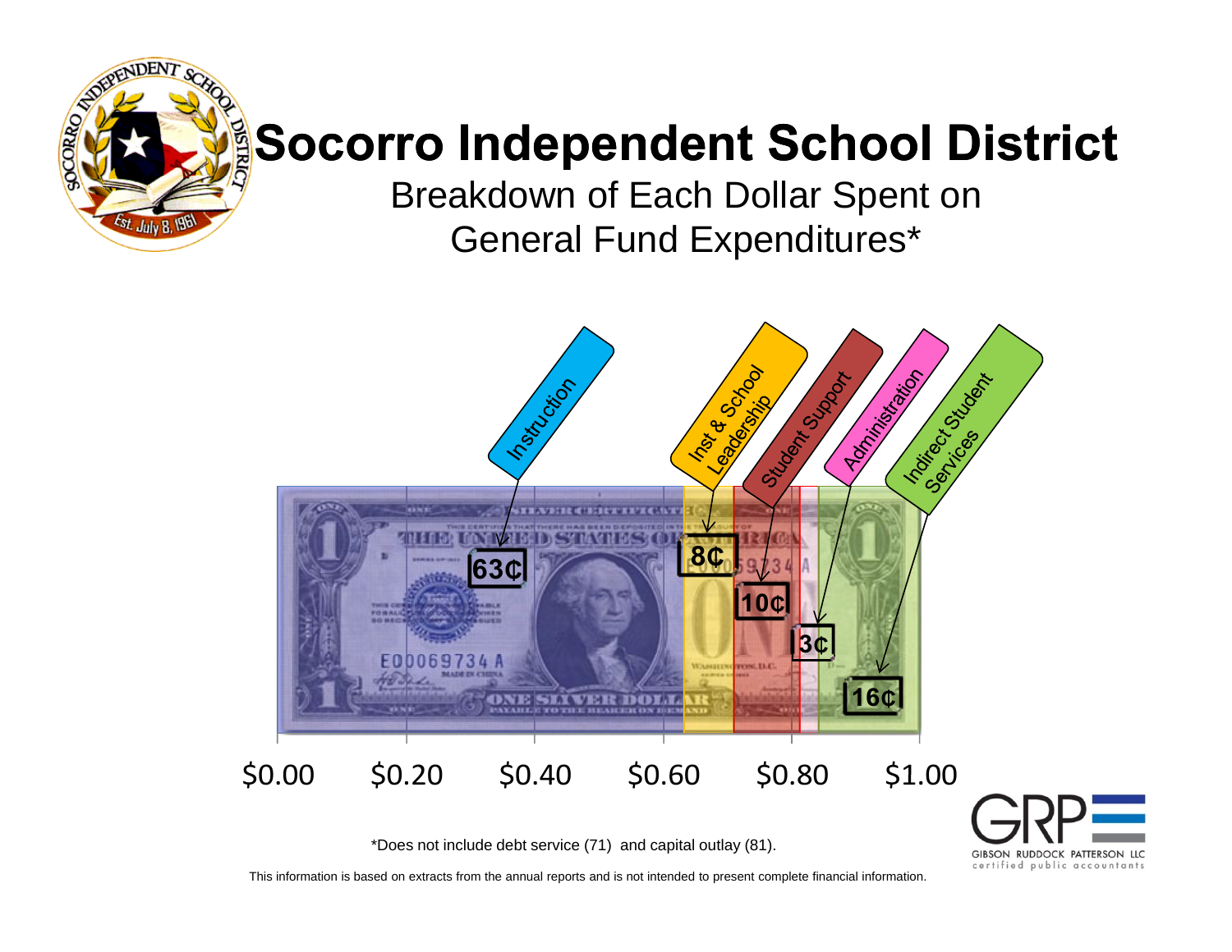# Socorro Independent School District

## Breakdown of Each Dollar Spent on General Fund Expenditures*

| Category | Amount |
|---|---|
| Instruction | 63¢ |
| Inst & School Leadership | 8¢ |
| Student Support | 10¢ |
| Administration | 3¢ |
| Indirect Student Services | 16¢ |

$0.00 $0.20 $0.40 $0.60 $0.80 $1.00

*Does not include debt service (71) and capital outlay (81).

This information is based on extracts from the annual reports and is not intended to present complete financial information.

GRP GIBSON RUDDOCK PATTERSON LLC certified public accountants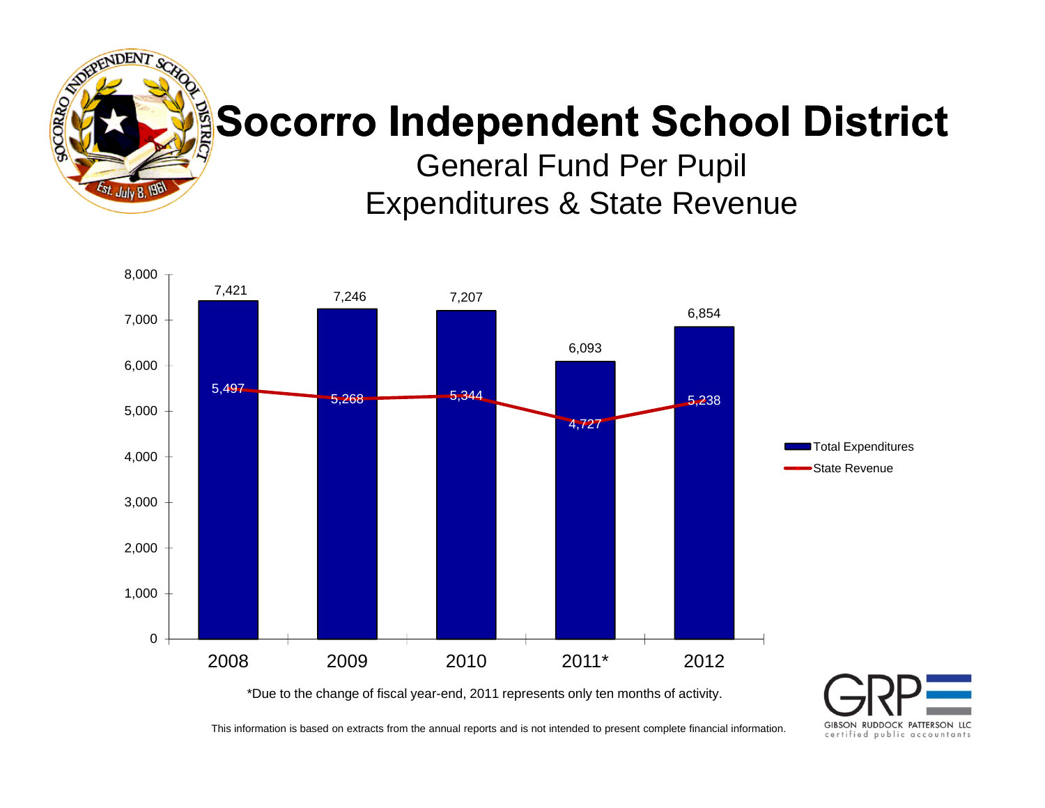# Socorro Independent School District

## General Fund Per Pupil Expenditures & State Revenue

| Year | Total Expenditures | State Revenue |
| --- | --- | --- |
| 2008 | 7,421 | 5,497 |
| 2009 | 7,246 | 5,268 |
| 2010 | 7,207 | 5,344 |
| 2011* | 6,093 | 4,727 |
| 2012 | 6,854 | 5,238 |

*Due to the change of fiscal year-end, 2011 represents only ten months of activity.

This information is based on extracts from the annual reports and is not intended to present complete financial information.

GIBSON RUDDOCK PATTERSON LLC
certified public accountants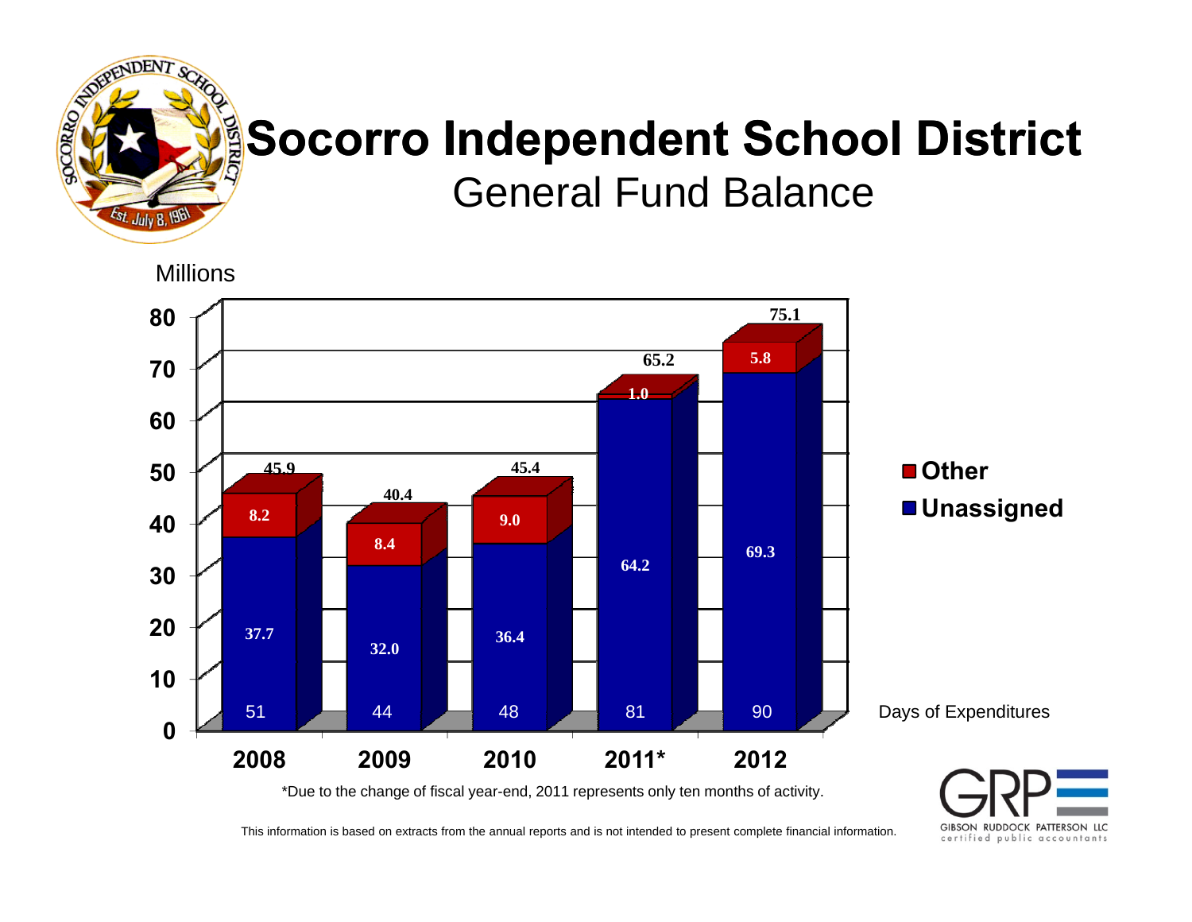# Socorro Independent School District

## General Fund Balance

Millions

| | 2008 | 2009 | 2010 | 2011* | 2012 |
|---|---|---|---|---|---|
| Other | 8.2 | 8.4 | 9.0 | 1.0 | 5.8 |
| Unassigned | 37.7 | 32.0 | 36.4 | 64.2 | 69.3 |
| Total | 45.9 | 40.4 | 45.4 | 65.2 | 75.1 |
| Days of Expenditures | 51 | 44 | 48 | 81 | 90 |

*Due to the change of fiscal year-end, 2011 represents only ten months of activity.

This information is based on extracts from the annual reports and is not intended to present complete financial information.

GRP — GIBSON RUDDOCK PATTERSON LLC certified public accountants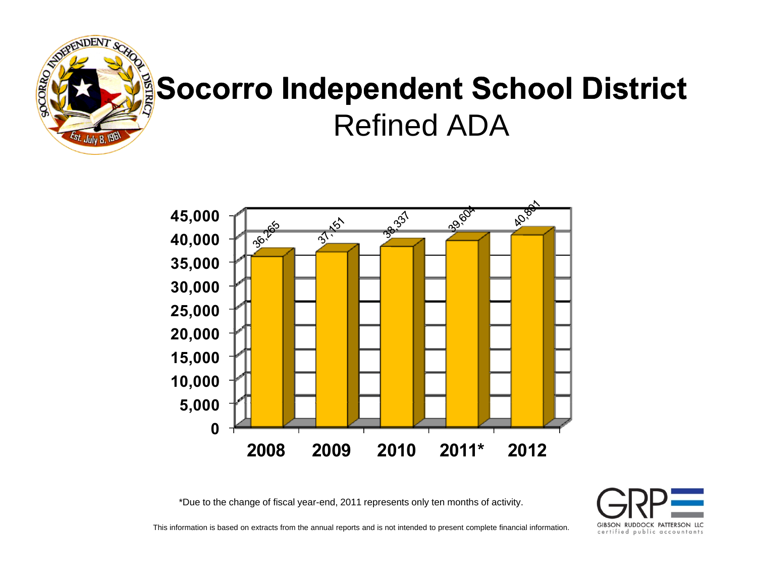# Socorro Independent School District

## Refined ADA

| Year | Refined ADA |
|---|---|
| 2008 | 36,265 |
| 2009 | 37,151 |
| 2010 | 38,337 |
| 2011* | 39,604 |
| 2012 | 40,801 |

*Due to the change of fiscal year-end, 2011 represents only ten months of activity.

This information is based on extracts from the annual reports and is not intended to present complete financial information.

GRP
GIBSON RUDDOCK PATTERSON LLC
certified public accountants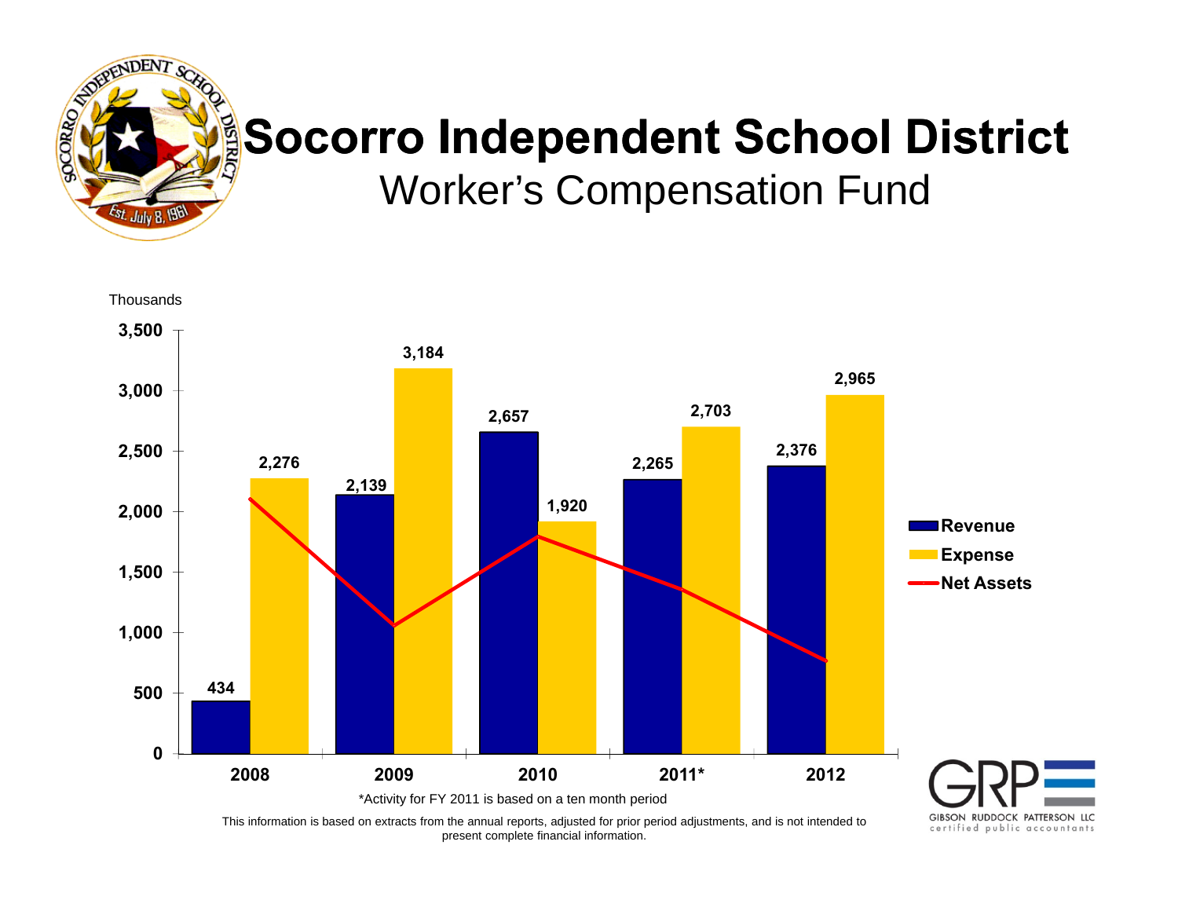# Socorro Independent School District

## Worker's Compensation Fund

Thousands

3,500
3,000
2,500
2,000
1,500
1,000
500
0

434
2,276
2,139
3,184
2,657
1,920
2,265
2,703
2,376
2,965

2008
2009
2010
2011*
2012

Revenue
Expense
Net Assets

*Activity for FY 2011 is based on a ten month period

This information is based on extracts from the annual reports, adjusted for prior period adjustments, and is not intended to present complete financial information.

GRP
GIBSON RUDDOCK PATTERSON LLC
certified public accountants